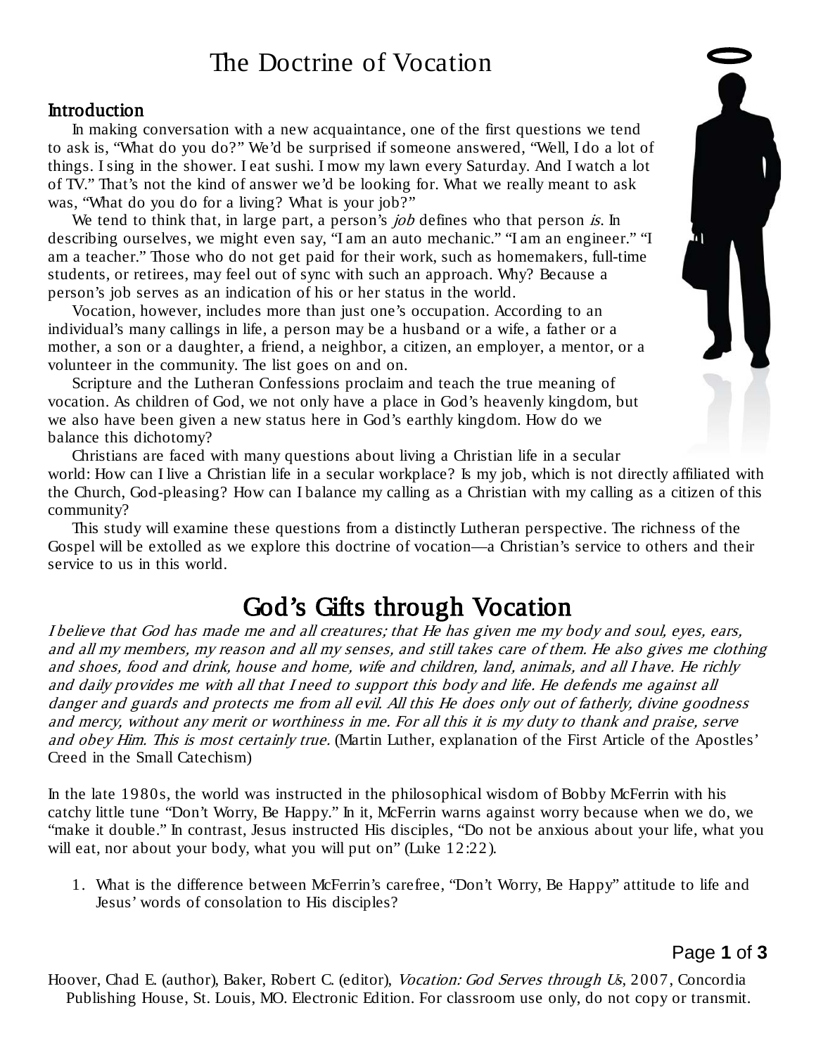# The Doctrine of Vocation

## Introduction

In making conversation with a new acquaintance, one of the first questions we tend to ask is, "What do you do?" We'd be surprised if someone answered, "Well, I do a lot of things. I sing in the shower. I eat sushi. I mow my lawn every Saturday. And I watch a lot of TV." That's not the kind of answer we'd be looking for. What we really meant to ask was, "What do you do for a living? What is your job?"

We tend to think that, in large part, a person's *job* defines who that person *is*. In describing ourselves, we might even say, "I am an auto mechanic." "I am an engineer." "I am a teacher." Those who do not get paid for their work, such as homemakers, full-time students, or retirees, may feel out of sync with such an approach. Why? Because a person's job serves as an indication of his or her status in the world.

Vocation, however, includes more than just one's occupation. According to an individual's many callings in life, a person may be a husband or a wife, a father or a mother, a son or a daughter, a friend, a neighbor, a citizen, an employer, a mentor, or a volunteer in the community. The list goes on and on.

Scripture and the Lutheran Confessions proclaim and teach the true meaning of vocation. As children of God, we not only have a place in God's heavenly kingdom, but we also have been given a new status here in God's earthly kingdom. How do we balance this dichotomy?

Christians are faced with many questions about living a Christian life in a secular world: How can I live a Christian life in a secular workplace? Is my job, which is not directly affiliated with the Church, God-pleasing? How can I balance my calling as a Christian with my calling as a citizen of this community?

This study will examine these questions from a distinctly Lutheran perspective. The richness of the Gospel will be extolled as we explore this doctrine of vocation—a Christian's service to others and their service to us in this world.

## God's Gifts through Vocation

*I believe that God has made me and all creatures; that He has given me my body and soul, eyes, ears, and all my members, my reason and all my senses, and still takes care of them. He also gives me clothing and shoes, food and drink, house and home, wife and children, land, animals, and all I have. He richly and daily provides me with all that I need to support this body and life. He defends me against all danger and guards and protects me from all evil. All this He does only out of fatherly, divine goodness and mercy, without any merit or worthiness in me. For all this it is my duty to thank and praise, serve and obey Him. This is most certainly true.* (Martin Luther, explanation of the First Article of the Apostles' Creed in the Small Catechism)

In the late 1980s, the world was instructed in the philosophical wisdom of Bobby McFerrin with his catchy little tune "Don't Worry, Be Happy." In it, McFerrin warns against worry because when we do, we "make it double." In contrast, Jesus instructed His disciples, "Do not be anxious about your life, what you will eat, nor about your body, what you will put on" (Luke 12:22).

1. What is the difference between McFerrin's carefree, "Don't Worry, Be Happy" attitude to life and Jesus' words of consolation to His disciples?

Hoover, Chad E. (author), Baker, Robert C. (editor), *Vocation: God Serves through Us*, 2007, Concordia Publishing House, St. Louis, MO. Electronic Edition. For classroom use only, do not copy or transmit.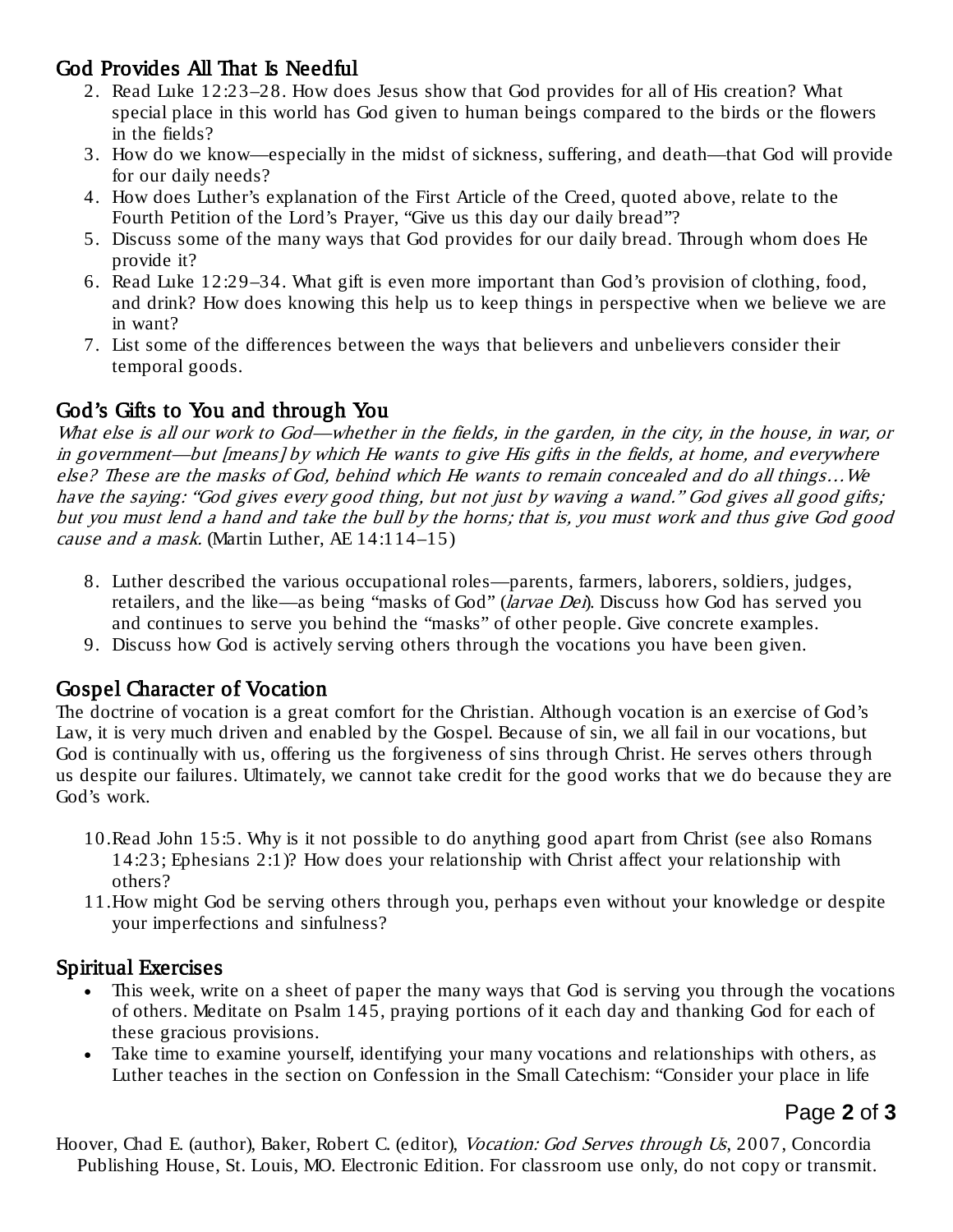## God Provides All That Is Needful

2. Read Luke 12:23–28. How does Jesus show that God provides for all of His creation? What special place in this world has God given to human beings compared to the birds or the flowers in the fields?
3. How do we know—especially in the midst of sickness, suffering, and death—that God will provide for our daily needs?
4. How does Luther's explanation of the First Article of the Creed, quoted above, relate to the Fourth Petition of the Lord's Prayer, "Give us this day our daily bread"?
5. Discuss some of the many ways that God provides for our daily bread. Through whom does He provide it?
6. Read Luke 12:29–34. What gift is even more important than God's provision of clothing, food, and drink? How does knowing this help us to keep things in perspective when we believe we are in want?
7. List some of the differences between the ways that believers and unbelievers consider their temporal goods.

## God's Gifts to You and through You

*What else is all our work to God—whether in the fields, in the garden, in the city, in the house, in war, or in government—but [means] by which He wants to give His gifts in the fields, at home, and everywhere else? These are the masks of God, behind which He wants to remain concealed and do all things…We have the saying: "God gives every good thing, but not just by waving a wand." God gives all good gifts; but you must lend a hand and take the bull by the horns; that is, you must work and thus give God good cause and a mask.* (Martin Luther, AE 14:114–15)

8. Luther described the various occupational roles—parents, farmers, laborers, soldiers, judges, retailers, and the like—as being "masks of God" (*larvae Dei*). Discuss how God has served you and continues to serve you behind the "masks" of other people. Give concrete examples.
9. Discuss how God is actively serving others through the vocations you have been given.

## Gospel Character of Vocation

The doctrine of vocation is a great comfort for the Christian. Although vocation is an exercise of God's Law, it is very much driven and enabled by the Gospel. Because of sin, we all fail in our vocations, but God is continually with us, offering us the forgiveness of sins through Christ. He serves others through us despite our failures. Ultimately, we cannot take credit for the good works that we do because they are God's work.

10. Read John 15:5. Why is it not possible to do anything good apart from Christ (see also Romans 14:23; Ephesians 2:1)? How does your relationship with Christ affect your relationship with others?
11. How might God be serving others through you, perhaps even without your knowledge or despite your imperfections and sinfulness?

## Spiritual Exercises

- This week, write on a sheet of paper the many ways that God is serving you through the vocations of others. Meditate on Psalm 145, praying portions of it each day and thanking God for each of these gracious provisions.
- Take time to examine yourself, identifying your many vocations and relationships with others, as Luther teaches in the section on Confession in the Small Catechism: "Consider your place in life

Hoover, Chad E. (author), Baker, Robert C. (editor), *Vocation: God Serves through Us*, 2007, Concordia Publishing House, St. Louis, MO. Electronic Edition. For classroom use only, do not copy or transmit.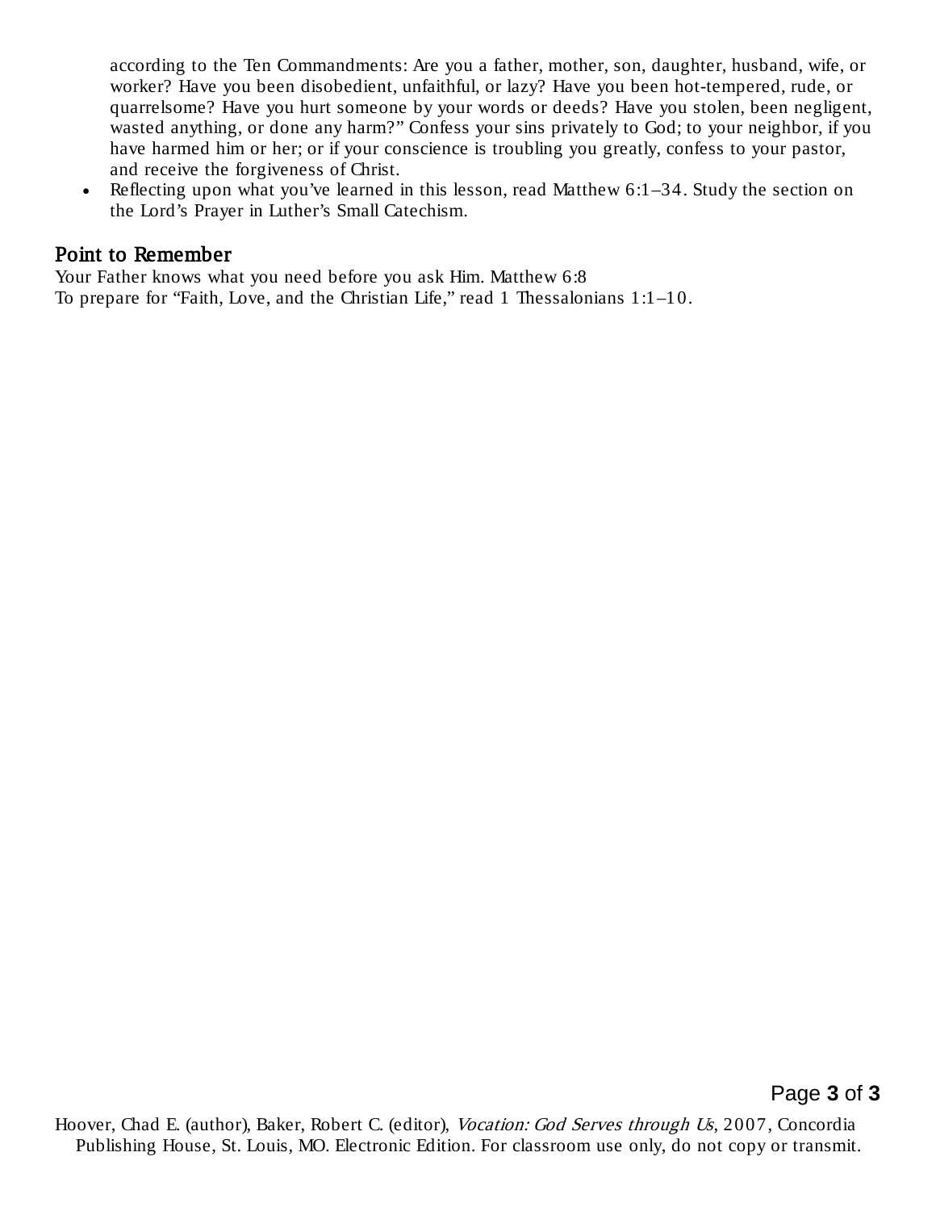according to the Ten Commandments: Are you a father, mother, son, daughter, husband, wife, or worker? Have you been disobedient, unfaithful, or lazy? Have you been hot-tempered, rude, or quarrelsome? Have you hurt someone by your words or deeds? Have you stolen, been negligent, wasted anything, or done any harm?" Confess your sins privately to God; to your neighbor, if you have harmed him or her; or if your conscience is troubling you greatly, confess to your pastor, and receive the forgiveness of Christ.

- Reflecting upon what you've learned in this lesson, read Matthew 6:1–34. Study the section on the Lord's Prayer in Luther's Small Catechism.

## Point to Remember

Your Father knows what you need before you ask Him. Matthew 6:8

To prepare for "Faith, Love, and the Christian Life," read 1 Thessalonians 1:1–10.

Hoover, Chad E. (author), Baker, Robert C. (editor), *Vocation: God Serves through Us*, 2007, Concordia Publishing House, St. Louis, MO. Electronic Edition. For classroom use only, do not copy or transmit.